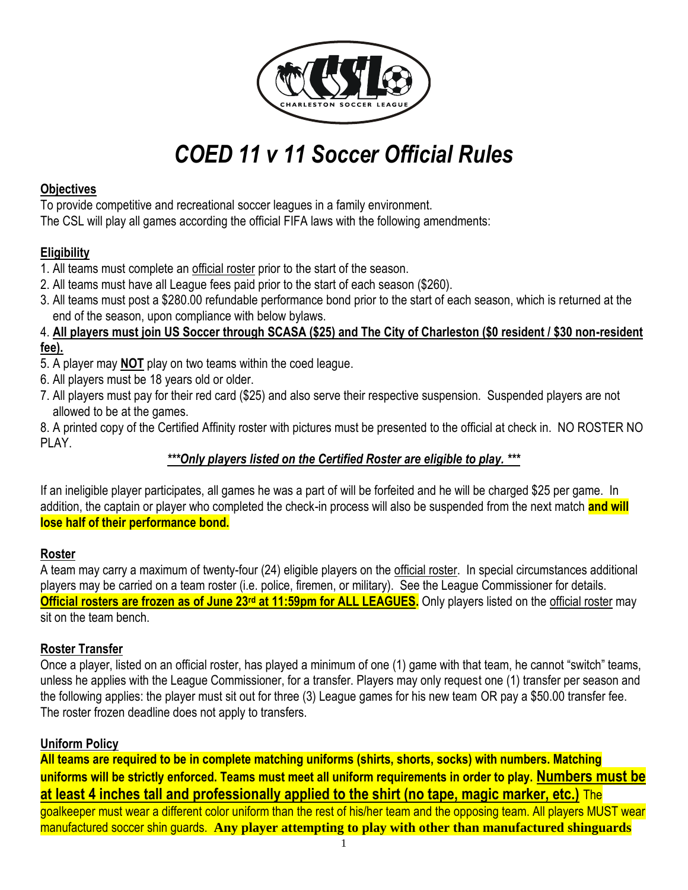# *COED 11 v 11 Soccer Official Rules*

## Objectives

To provide competitive and recreational soccer leagues in a family environment.
The CSL will play all games according the official FIFA laws with the following amendments:

## Eligibility

1. All teams must complete an official roster prior to the start of the season.
2. All teams must have all League fees paid prior to the start of each season ($260).
3. All teams must post a $280.00 refundable performance bond prior to the start of each season, which is returned at the end of the season, upon compliance with below bylaws.
4. **All players must join US Soccer through SCASA ($25) and The City of Charleston ($0 resident / $30 non-resident fee).**
5. A player may **NOT** play on two teams within the coed league.
6. All players must be 18 years old or older.
7. All players must pay for their red card ($25) and also serve their respective suspension. Suspended players are not allowed to be at the games.
8. A printed copy of the Certified Affinity roster with pictures must be presented to the official at check in. NO ROSTER NO PLAY.

***\*\*\*Only players listed on the Certified Roster are eligible to play. \*\*\****

If an ineligible player participates, all games he was a part of will be forfeited and he will be charged $25 per game. In addition, the captain or player who completed the check-in process will also be suspended from the next match **and will lose half of their performance bond.**

## Roster

A team may carry a maximum of twenty-four (24) eligible players on the official roster. In special circumstances additional players may be carried on a team roster (i.e. police, firemen, or military). See the League Commissioner for details. **Official rosters are frozen as of June 23rd at 11:59pm for ALL LEAGUES.** Only players listed on the official roster may sit on the team bench.

## Roster Transfer

Once a player, listed on an official roster, has played a minimum of one (1) game with that team, he cannot "switch" teams, unless he applies with the League Commissioner, for a transfer. Players may only request one (1) transfer per season and the following applies: the player must sit out for three (3) League games for his new team OR pay a $50.00 transfer fee. The roster frozen deadline does not apply to transfers.

## Uniform Policy

**All teams are required to be in complete matching uniforms (shirts, shorts, socks) with numbers. Matching uniforms will be strictly enforced. Teams must meet all uniform requirements in order to play. Numbers must be at least 4 inches tall and professionally applied to the shirt (no tape, magic marker, etc.)** The goalkeeper must wear a different color uniform than the rest of his/her team and the opposing team. All players MUST wear manufactured soccer shin guards. **Any player attempting to play with other than manufactured shinguards**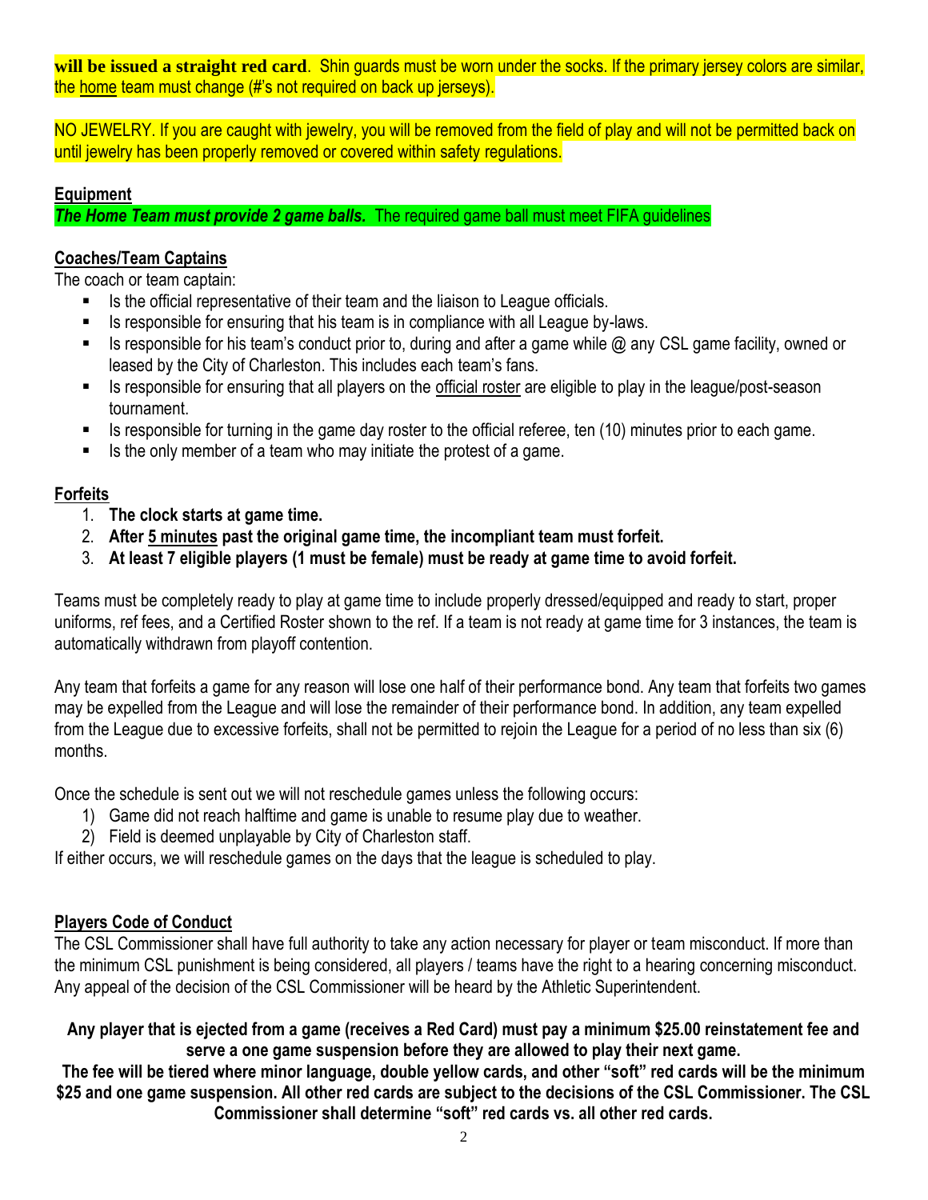**will be issued a straight red card**. Shin guards must be worn under the socks. If the primary jersey colors are similar, the home team must change (#'s not required on back up jerseys).

NO JEWELRY. If you are caught with jewelry, you will be removed from the field of play and will not be permitted back on until jewelry has been properly removed or covered within safety regulations.

**Equipment**

***The Home Team must provide 2 game balls.*** The required game ball must meet FIFA guidelines

**Coaches/Team Captains**

The coach or team captain:

- Is the official representative of their team and the liaison to League officials.
- Is responsible for ensuring that his team is in compliance with all League by-laws.
- Is responsible for his team's conduct prior to, during and after a game while @ any CSL game facility, owned or leased by the City of Charleston. This includes each team's fans.
- Is responsible for ensuring that all players on the official roster are eligible to play in the league/post-season tournament.
- Is responsible for turning in the game day roster to the official referee, ten (10) minutes prior to each game.
- Is the only member of a team who may initiate the protest of a game.

**Forfeits**

1. **The clock starts at game time.**
2. **After 5 minutes past the original game time, the incompliant team must forfeit.**
3. **At least 7 eligible players (1 must be female) must be ready at game time to avoid forfeit.**

Teams must be completely ready to play at game time to include properly dressed/equipped and ready to start, proper uniforms, ref fees, and a Certified Roster shown to the ref. If a team is not ready at game time for 3 instances, the team is automatically withdrawn from playoff contention.

Any team that forfeits a game for any reason will lose one half of their performance bond. Any team that forfeits two games may be expelled from the League and will lose the remainder of their performance bond. In addition, any team expelled from the League due to excessive forfeits, shall not be permitted to rejoin the League for a period of no less than six (6) months.

Once the schedule is sent out we will not reschedule games unless the following occurs:

1) Game did not reach halftime and game is unable to resume play due to weather.
2) Field is deemed unplayable by City of Charleston staff.

If either occurs, we will reschedule games on the days that the league is scheduled to play.

**Players Code of Conduct**

The CSL Commissioner shall have full authority to take any action necessary for player or team misconduct. If more than the minimum CSL punishment is being considered, all players / teams have the right to a hearing concerning misconduct. Any appeal of the decision of the CSL Commissioner will be heard by the Athletic Superintendent.

**Any player that is ejected from a game (receives a Red Card) must pay a minimum $25.00 reinstatement fee and serve a one game suspension before they are allowed to play their next game.**

**The fee will be tiered where minor language, double yellow cards, and other "soft" red cards will be the minimum $25 and one game suspension. All other red cards are subject to the decisions of the CSL Commissioner. The CSL Commissioner shall determine "soft" red cards vs. all other red cards.**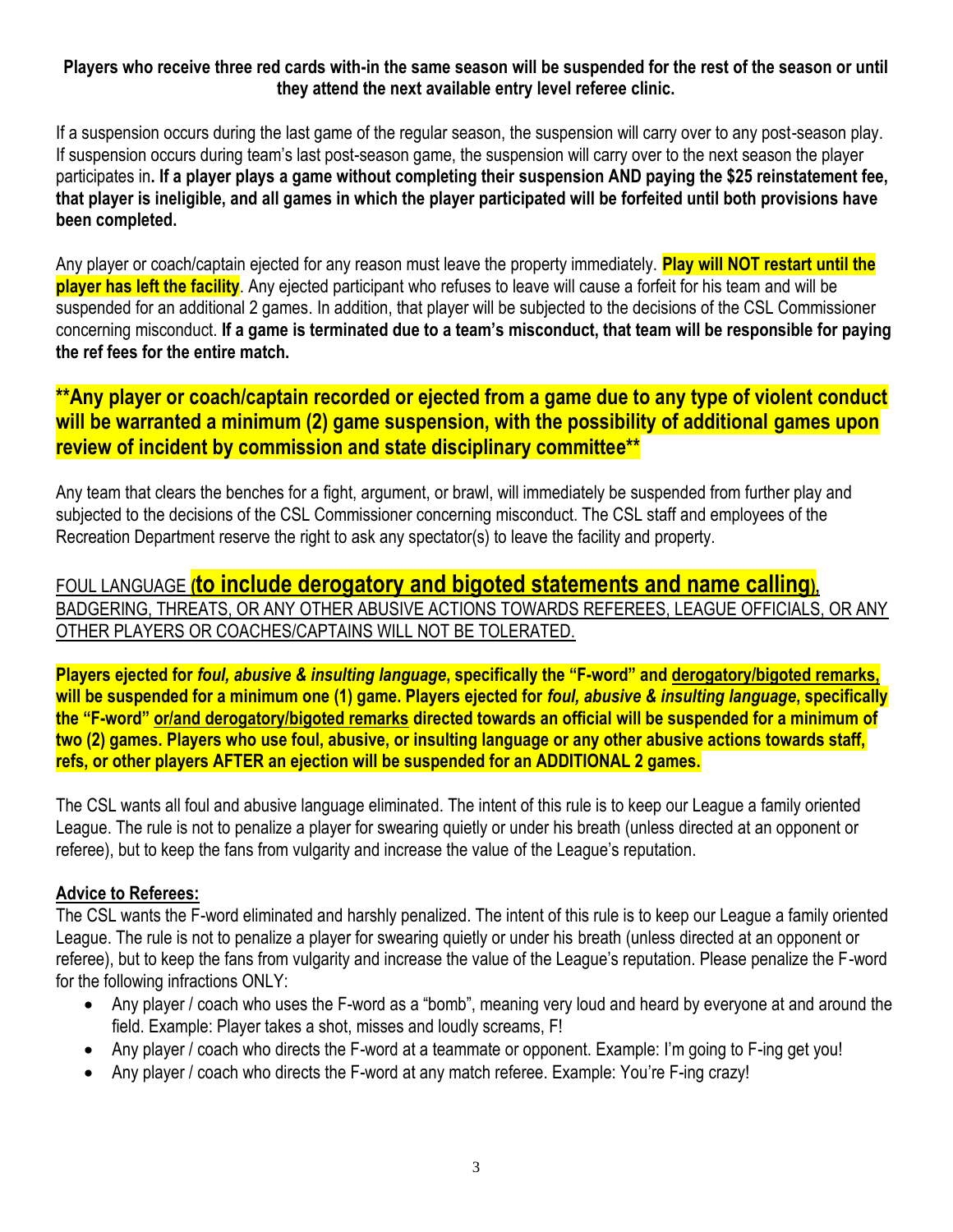**Players who receive three red cards with-in the same season will be suspended for the rest of the season or until they attend the next available entry level referee clinic.**

If a suspension occurs during the last game of the regular season, the suspension will carry over to any post-season play. If suspension occurs during team's last post-season game, the suspension will carry over to the next season the player participates in**. If a player plays a game without completing their suspension AND paying the $25 reinstatement fee, that player is ineligible, and all games in which the player participated will be forfeited until both provisions have been completed.**

Any player or coach/captain ejected for any reason must leave the property immediately. **Play will NOT restart until the player has left the facility**. Any ejected participant who refuses to leave will cause a forfeit for his team and will be suspended for an additional 2 games. In addition, that player will be subjected to the decisions of the CSL Commissioner concerning misconduct. **If a game is terminated due to a team's misconduct, that team will be responsible for paying the ref fees for the entire match.**

**\*\*Any player or coach/captain recorded or ejected from a game due to any type of violent conduct will be warranted a minimum (2) game suspension, with the possibility of additional games upon review of incident by commission and state disciplinary committee\*\***

Any team that clears the benches for a fight, argument, or brawl, will immediately be suspended from further play and subjected to the decisions of the CSL Commissioner concerning misconduct. The CSL staff and employees of the Recreation Department reserve the right to ask any spectator(s) to leave the facility and property.

FOUL LANGUAGE **(to include derogatory and bigoted statements and name calling)**, BADGERING, THREATS, OR ANY OTHER ABUSIVE ACTIONS TOWARDS REFEREES, LEAGUE OFFICIALS, OR ANY OTHER PLAYERS OR COACHES/CAPTAINS WILL NOT BE TOLERATED.

**Players ejected for *foul, abusive & insulting language*, specifically the "F-word" and derogatory/bigoted remarks, will be suspended for a minimum one (1) game. Players ejected for *foul, abusive & insulting language*, specifically the "F-word" or/and derogatory/bigoted remarks directed towards an official will be suspended for a minimum of two (2) games. Players who use foul, abusive, or insulting language or any other abusive actions towards staff, refs, or other players AFTER an ejection will be suspended for an ADDITIONAL 2 games.**

The CSL wants all foul and abusive language eliminated. The intent of this rule is to keep our League a family oriented League. The rule is not to penalize a player for swearing quietly or under his breath (unless directed at an opponent or referee), but to keep the fans from vulgarity and increase the value of the League's reputation.

**Advice to Referees:**

The CSL wants the F-word eliminated and harshly penalized. The intent of this rule is to keep our League a family oriented League. The rule is not to penalize a player for swearing quietly or under his breath (unless directed at an opponent or referee), but to keep the fans from vulgarity and increase the value of the League's reputation. Please penalize the F-word for the following infractions ONLY:

- Any player / coach who uses the F-word as a "bomb", meaning very loud and heard by everyone at and around the field. Example: Player takes a shot, misses and loudly screams, F!
- Any player / coach who directs the F-word at a teammate or opponent. Example: I'm going to F-ing get you!
- Any player / coach who directs the F-word at any match referee. Example: You're F-ing crazy!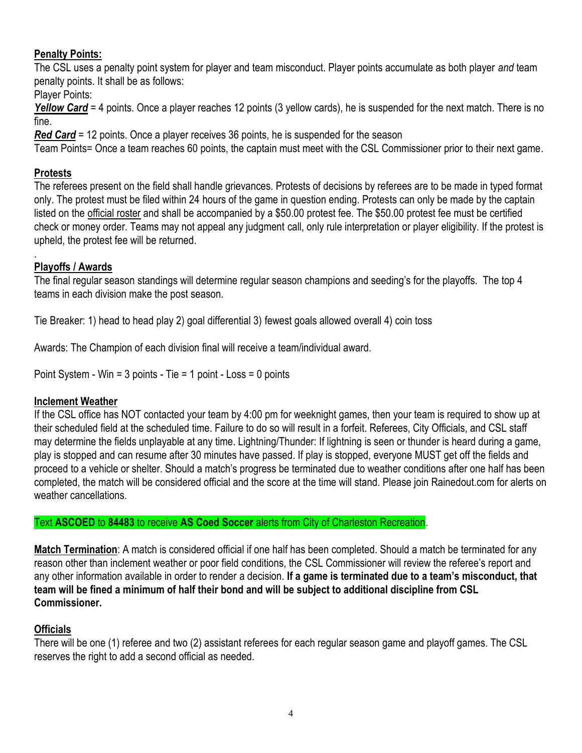## Penalty Points:

The CSL uses a penalty point system for player and team misconduct. Player points accumulate as both player *and* team penalty points. It shall be as follows:

Player Points:

***Yellow Card*** = 4 points. Once a player reaches 12 points (3 yellow cards), he is suspended for the next match. There is no fine.

***Red Card*** = 12 points. Once a player receives 36 points, he is suspended for the season

Team Points= Once a team reaches 60 points, the captain must meet with the CSL Commissioner prior to their next game.

## Protests

The referees present on the field shall handle grievances. Protests of decisions by referees are to be made in typed format only. The protest must be filed within 24 hours of the game in question ending. Protests can only be made by the captain listed on the official roster and shall be accompanied by a $50.00 protest fee. The $50.00 protest fee must be certified check or money order. Teams may not appeal any judgment call, only rule interpretation or player eligibility. If the protest is upheld, the protest fee will be returned.

.

## Playoffs / Awards

The final regular season standings will determine regular season champions and seeding's for the playoffs. The top 4 teams in each division make the post season.

Tie Breaker: 1) head to head play 2) goal differential 3) fewest goals allowed overall 4) coin toss

Awards: The Champion of each division final will receive a team/individual award.

Point System - Win = 3 points - Tie = 1 point - Loss = 0 points

## Inclement Weather

If the CSL office has NOT contacted your team by 4:00 pm for weeknight games, then your team is required to show up at their scheduled field at the scheduled time. Failure to do so will result in a forfeit. Referees, City Officials, and CSL staff may determine the fields unplayable at any time. Lightning/Thunder: If lightning is seen or thunder is heard during a game, play is stopped and can resume after 30 minutes have passed. If play is stopped, everyone MUST get off the fields and proceed to a vehicle or shelter. Should a match's progress be terminated due to weather conditions after one half has been completed, the match will be considered official and the score at the time will stand. Please join Rainedout.com for alerts on weather cancellations.

Text **ASCOED** to **84483** to receive **AS Coed Soccer** alerts from City of Charleston Recreation.

**Match Termination**: A match is considered official if one half has been completed. Should a match be terminated for any reason other than inclement weather or poor field conditions, the CSL Commissioner will review the referee's report and any other information available in order to render a decision. **If a game is terminated due to a team's misconduct, that team will be fined a minimum of half their bond and will be subject to additional discipline from CSL Commissioner.**

## Officials

There will be one (1) referee and two (2) assistant referees for each regular season game and playoff games. The CSL reserves the right to add a second official as needed.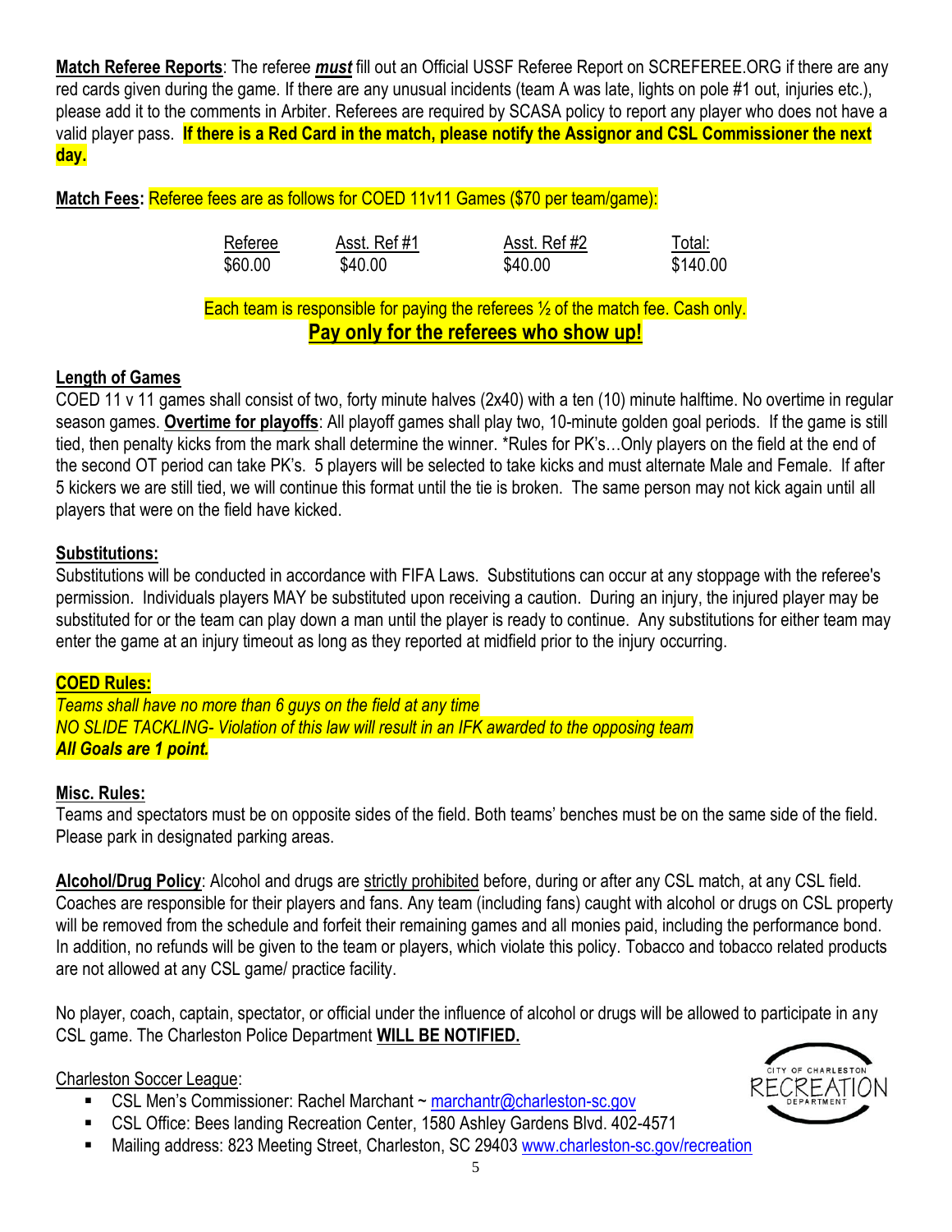**Match Referee Reports**: The referee ***must*** fill out an Official USSF Referee Report on SCREFEREE.ORG if there are any red cards given during the game. If there are any unusual incidents (team A was late, lights on pole #1 out, injuries etc.), please add it to the comments in Arbiter. Referees are required by SCASA policy to report any player who does not have a valid player pass. **If there is a Red Card in the match, please notify the Assignor and CSL Commissioner the next day.**

**Match Fees:** Referee fees are as follows for COED 11v11 Games ($70 per team/game):

| Referee | Asst. Ref #1 | Asst. Ref #2 | Total: |
|---|---|---|---|
| $60.00 | $40.00 | $40.00 | $140.00 |

Each team is responsible for paying the referees ½ of the match fee. Cash only.

**Pay only for the referees who show up!**

**Length of Games**

COED 11 v 11 games shall consist of two, forty minute halves (2x40) with a ten (10) minute halftime. No overtime in regular season games. **Overtime for playoffs**: All playoff games shall play two, 10-minute golden goal periods. If the game is still tied, then penalty kicks from the mark shall determine the winner. *Rules for PK's…Only players on the field at the end of the second OT period can take PK's. 5 players will be selected to take kicks and must alternate Male and Female. If after 5 kickers we are still tied, we will continue this format until the tie is broken. The same person may not kick again until all players that were on the field have kicked.

**Substitutions:**

Substitutions will be conducted in accordance with FIFA Laws. Substitutions can occur at any stoppage with the referee's permission. Individuals players MAY be substituted upon receiving a caution. During an injury, the injured player may be substituted for or the team can play down a man until the player is ready to continue. Any substitutions for either team may enter the game at an injury timeout as long as they reported at midfield prior to the injury occurring.

**COED Rules:**

*Teams shall have no more than 6 guys on the field at any time*
*NO SLIDE TACKLING- Violation of this law will result in an IFK awarded to the opposing team*
***All Goals are 1 point.***

**Misc. Rules:**

Teams and spectators must be on opposite sides of the field. Both teams' benches must be on the same side of the field. Please park in designated parking areas.

**Alcohol/Drug Policy**: Alcohol and drugs are strictly prohibited before, during or after any CSL match, at any CSL field. Coaches are responsible for their players and fans. Any team (including fans) caught with alcohol or drugs on CSL property will be removed from the schedule and forfeit their remaining games and all monies paid, including the performance bond. In addition, no refunds will be given to the team or players, which violate this policy. Tobacco and tobacco related products are not allowed at any CSL game/ practice facility.

No player, coach, captain, spectator, or official under the influence of alcohol or drugs will be allowed to participate in any CSL game. The Charleston Police Department **WILL BE NOTIFIED.**

Charleston Soccer League:

- CSL Men's Commissioner: Rachel Marchant ~ marchantr@charleston-sc.gov
- CSL Office: Bees landing Recreation Center, 1580 Ashley Gardens Blvd. 402-4571
- Mailing address: 823 Meeting Street, Charleston, SC 29403 www.charleston-sc.gov/recreation

CITY OF CHARLESTON RECREATION DEPARTMENT